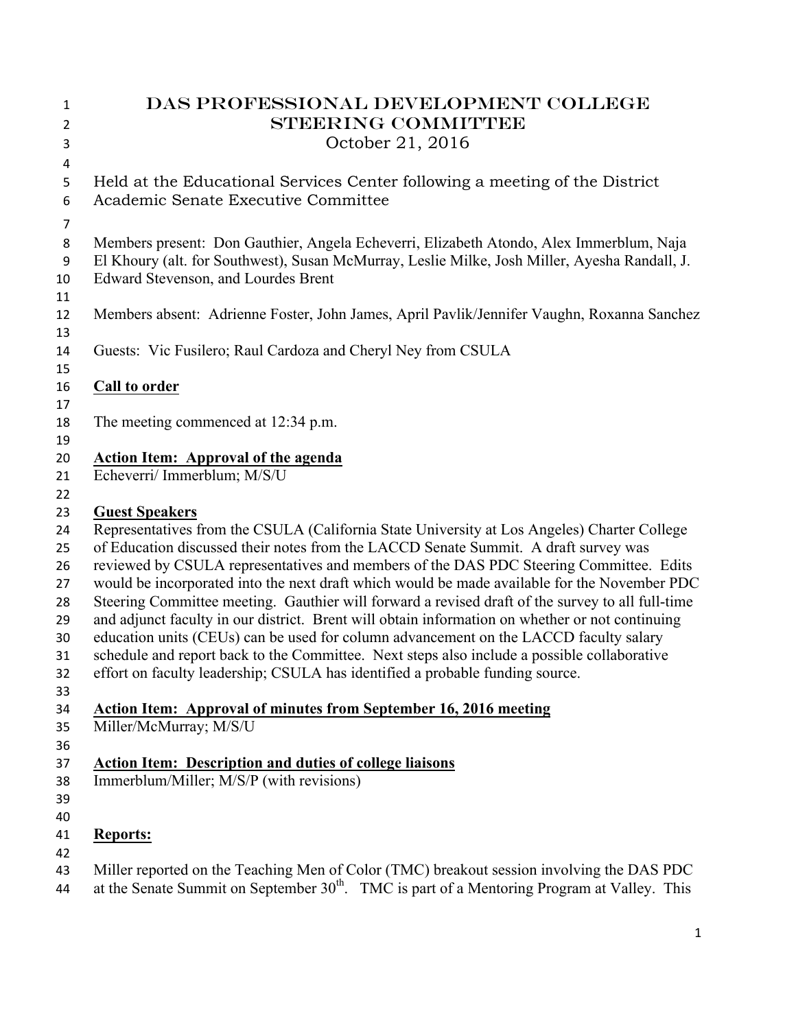# DAS Professional Development College Steering Committee

October 21, 2016

Held at the Educational Services Center following a meeting of the District Academic Senate Executive Committee

Members present: Don Gauthier, Angela Echeverri, Elizabeth Atondo, Alex Immerblum, Naja El Khoury (alt. for Southwest), Susan McMurray, Leslie Milke, Josh Miller, Ayesha Randall, J. Edward Stevenson, and Lourdes Brent

Members absent: Adrienne Foster, John James, April Pavlik/Jennifer Vaughn, Roxanna Sanchez

Guests: Vic Fusilero; Raul Cardoza and Cheryl Ney from CSULA

**Call to order**

The meeting commenced at 12:34 p.m.

**Action Item: Approval of the agenda**
Echeverri/ Immerblum; M/S/U

**Guest Speakers**
Representatives from the CSULA (California State University at Los Angeles) Charter College of Education discussed their notes from the LACCD Senate Summit. A draft survey was reviewed by CSULA representatives and members of the DAS PDC Steering Committee. Edits would be incorporated into the next draft which would be made available for the November PDC Steering Committee meeting. Gauthier will forward a revised draft of the survey to all full-time and adjunct faculty in our district. Brent will obtain information on whether or not continuing education units (CEUs) can be used for column advancement on the LACCD faculty salary schedule and report back to the Committee. Next steps also include a possible collaborative effort on faculty leadership; CSULA has identified a probable funding source.

**Action Item: Approval of minutes from September 16, 2016 meeting**
Miller/McMurray; M/S/U

**Action Item: Description and duties of college liaisons**
Immerblum/Miller; M/S/P (with revisions)

**Reports:**

Miller reported on the Teaching Men of Color (TMC) breakout session involving the DAS PDC at the Senate Summit on September 30th. TMC is part of a Mentoring Program at Valley. This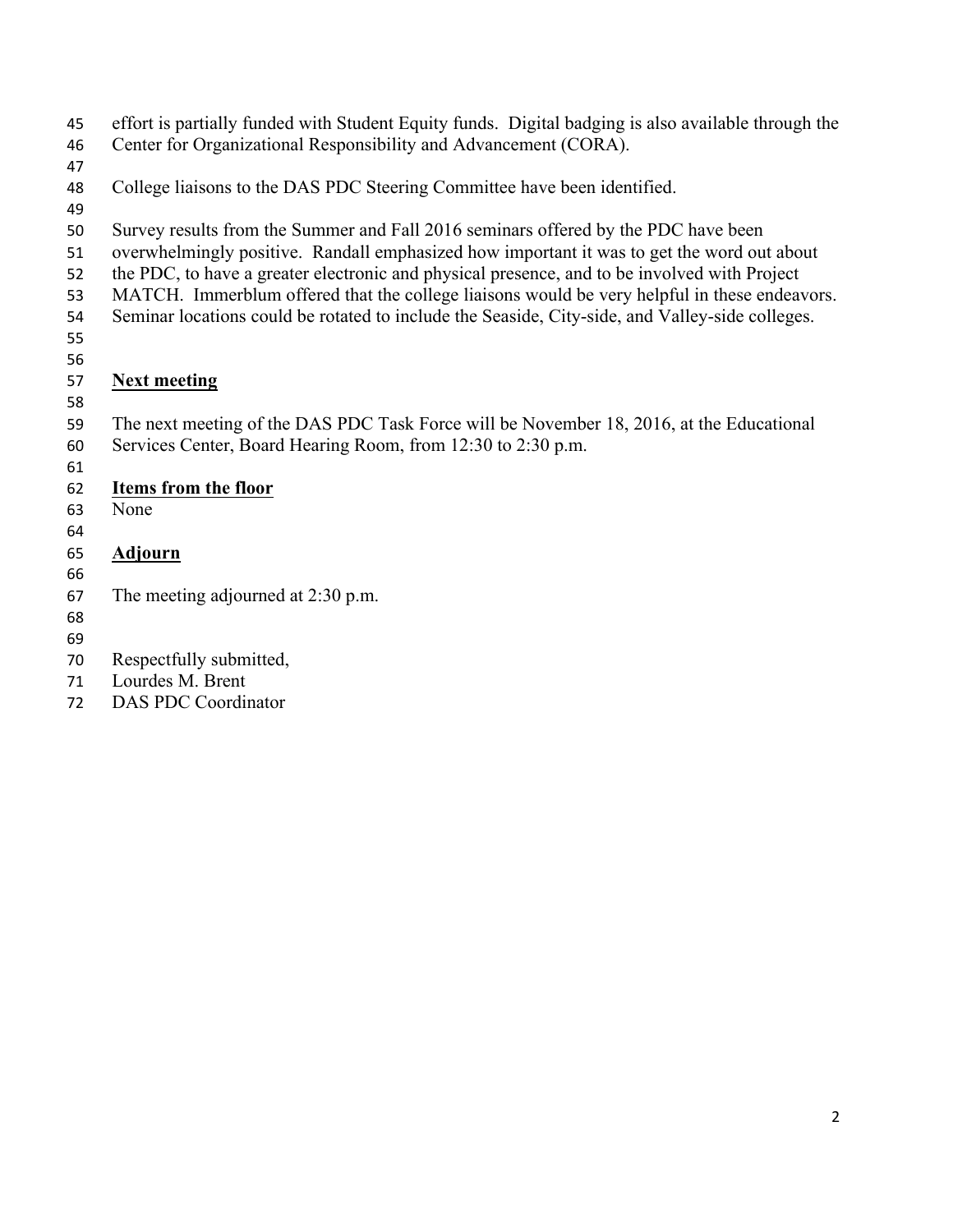effort is partially funded with Student Equity funds. Digital badging is also available through the Center for Organizational Responsibility and Advancement (CORA).

College liaisons to the DAS PDC Steering Committee have been identified.

Survey results from the Summer and Fall 2016 seminars offered by the PDC have been overwhelmingly positive. Randall emphasized how important it was to get the word out about the PDC, to have a greater electronic and physical presence, and to be involved with Project MATCH. Immerblum offered that the college liaisons would be very helpful in these endeavors. Seminar locations could be rotated to include the Seaside, City-side, and Valley-side colleges.

**Next meeting**

The next meeting of the DAS PDC Task Force will be November 18, 2016, at the Educational Services Center, Board Hearing Room, from 12:30 to 2:30 p.m.

**Items from the floor**

None

**Adjourn**

The meeting adjourned at 2:30 p.m.

Respectfully submitted,
Lourdes M. Brent
DAS PDC Coordinator